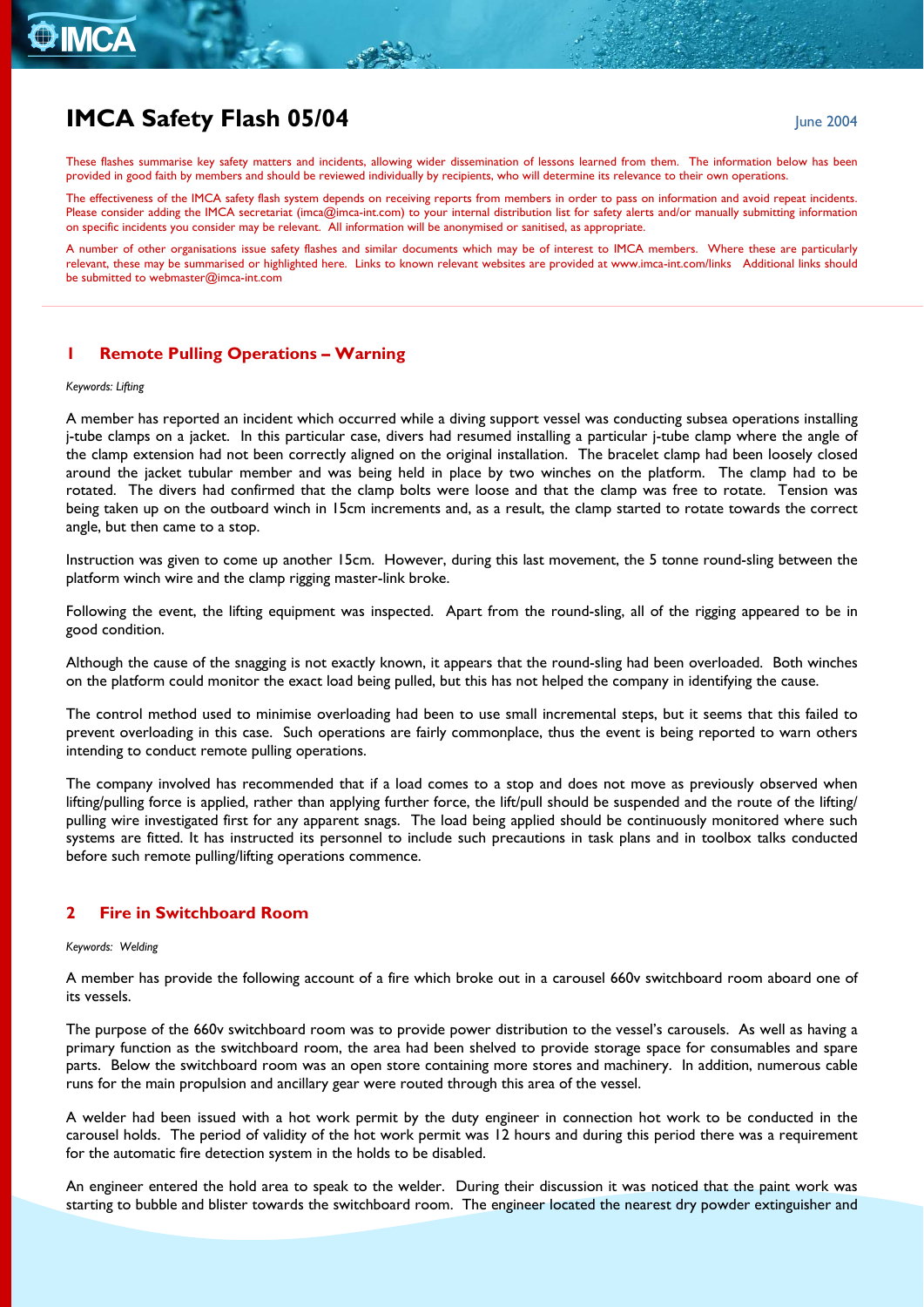# IMCA Safety Flash 05/04

June 2004

These flashes summarise key safety matters and incidents, allowing wider dissemination of lessons learned from them. The information below has been provided in good faith by members and should be reviewed individually by recipients, who will determine its relevance to their own operations.

The effectiveness of the IMCA safety flash system depends on receiving reports from members in order to pass on information and avoid repeat incidents. Please consider adding the IMCA secretariat (imca@imca-int.com) to your internal distribution list for safety alerts and/or manually submitting information on specific incidents you consider may be relevant. All information will be anonymised or sanitised, as appropriate.

A number of other organisations issue safety flashes and similar documents which may be of interest to IMCA members. Where these are particularly relevant, these may be summarised or highlighted here. Links to known relevant websites are provided at www.imca-int.com/links Additional links should be submitted to webmaster@imca-int.com

## 1 Remote Pulling Operations – Warning

*Keywords: Lifting*

A member has reported an incident which occurred while a diving support vessel was conducting subsea operations installing j-tube clamps on a jacket. In this particular case, divers had resumed installing a particular j-tube clamp where the angle of the clamp extension had not been correctly aligned on the original installation. The bracelet clamp had been loosely closed around the jacket tubular member and was being held in place by two winches on the platform. The clamp had to be rotated. The divers had confirmed that the clamp bolts were loose and that the clamp was free to rotate. Tension was being taken up on the outboard winch in 15cm increments and, as a result, the clamp started to rotate towards the correct angle, but then came to a stop.

Instruction was given to come up another 15cm. However, during this last movement, the 5 tonne round-sling between the platform winch wire and the clamp rigging master-link broke.

Following the event, the lifting equipment was inspected. Apart from the round-sling, all of the rigging appeared to be in good condition.

Although the cause of the snagging is not exactly known, it appears that the round-sling had been overloaded. Both winches on the platform could monitor the exact load being pulled, but this has not helped the company in identifying the cause.

The control method used to minimise overloading had been to use small incremental steps, but it seems that this failed to prevent overloading in this case. Such operations are fairly commonplace, thus the event is being reported to warn others intending to conduct remote pulling operations.

The company involved has recommended that if a load comes to a stop and does not move as previously observed when lifting/pulling force is applied, rather than applying further force, the lift/pull should be suspended and the route of the lifting/pulling wire investigated first for any apparent snags. The load being applied should be continuously monitored where such systems are fitted. It has instructed its personnel to include such precautions in task plans and in toolbox talks conducted before such remote pulling/lifting operations commence.

## 2 Fire in Switchboard Room

*Keywords: Welding*

A member has provide the following account of a fire which broke out in a carousel 660v switchboard room aboard one of its vessels.

The purpose of the 660v switchboard room was to provide power distribution to the vessel's carousels. As well as having a primary function as the switchboard room, the area had been shelved to provide storage space for consumables and spare parts. Below the switchboard room was an open store containing more stores and machinery. In addition, numerous cable runs for the main propulsion and ancillary gear were routed through this area of the vessel.

A welder had been issued with a hot work permit by the duty engineer in connection hot work to be conducted in the carousel holds. The period of validity of the hot work permit was 12 hours and during this period there was a requirement for the automatic fire detection system in the holds to be disabled.

An engineer entered the hold area to speak to the welder. During their discussion it was noticed that the paint work was starting to bubble and blister towards the switchboard room. The engineer located the nearest dry powder extinguisher and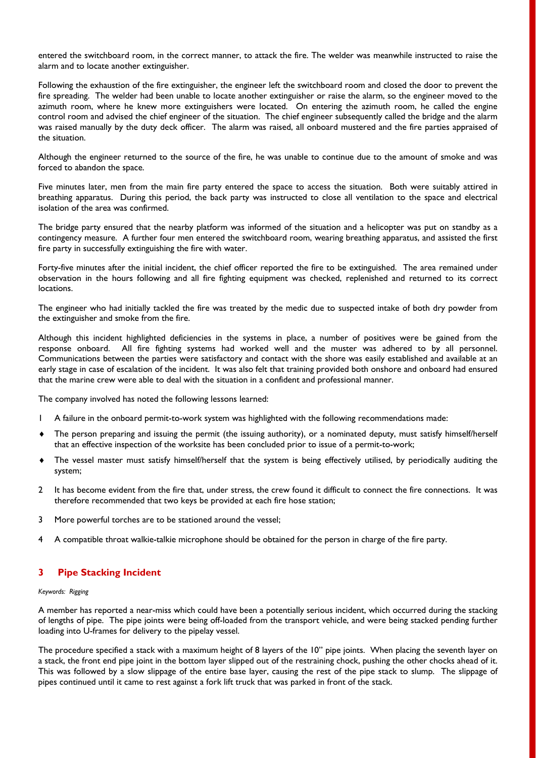entered the switchboard room, in the correct manner, to attack the fire. The welder was meanwhile instructed to raise the alarm and to locate another extinguisher.

Following the exhaustion of the fire extinguisher, the engineer left the switchboard room and closed the door to prevent the fire spreading. The welder had been unable to locate another extinguisher or raise the alarm, so the engineer moved to the azimuth room, where he knew more extinguishers were located. On entering the azimuth room, he called the engine control room and advised the chief engineer of the situation. The chief engineer subsequently called the bridge and the alarm was raised manually by the duty deck officer. The alarm was raised, all onboard mustered and the fire parties appraised of the situation.

Although the engineer returned to the source of the fire, he was unable to continue due to the amount of smoke and was forced to abandon the space.

Five minutes later, men from the main fire party entered the space to access the situation. Both were suitably attired in breathing apparatus. During this period, the back party was instructed to close all ventilation to the space and electrical isolation of the area was confirmed.

The bridge party ensured that the nearby platform was informed of the situation and a helicopter was put on standby as a contingency measure. A further four men entered the switchboard room, wearing breathing apparatus, and assisted the first fire party in successfully extinguishing the fire with water.

Forty-five minutes after the initial incident, the chief officer reported the fire to be extinguished. The area remained under observation in the hours following and all fire fighting equipment was checked, replenished and returned to its correct locations.

The engineer who had initially tackled the fire was treated by the medic due to suspected intake of both dry powder from the extinguisher and smoke from the fire.

Although this incident highlighted deficiencies in the systems in place, a number of positives were be gained from the response onboard. All fire fighting systems had worked well and the muster was adhered to by all personnel. Communications between the parties were satisfactory and contact with the shore was easily established and available at an early stage in case of escalation of the incident. It was also felt that training provided both onshore and onboard had ensured that the marine crew were able to deal with the situation in a confident and professional manner.

The company involved has noted the following lessons learned:

1 A failure in the onboard permit-to-work system was highlighted with the following recommendations made:

- The person preparing and issuing the permit (the issuing authority), or a nominated deputy, must satisfy himself/herself that an effective inspection of the worksite has been concluded prior to issue of a permit-to-work;
- The vessel master must satisfy himself/herself that the system is being effectively utilised, by periodically auditing the system;

2 It has become evident from the fire that, under stress, the crew found it difficult to connect the fire connections. It was therefore recommended that two keys be provided at each fire hose station;

3 More powerful torches are to be stationed around the vessel;

4 A compatible throat walkie-talkie microphone should be obtained for the person in charge of the fire party.

## 3 Pipe Stacking Incident

*Keywords: Rigging*

A member has reported a near-miss which could have been a potentially serious incident, which occurred during the stacking of lengths of pipe. The pipe joints were being off-loaded from the transport vehicle, and were being stacked pending further loading into U-frames for delivery to the pipelay vessel.

The procedure specified a stack with a maximum height of 8 layers of the 10" pipe joints. When placing the seventh layer on a stack, the front end pipe joint in the bottom layer slipped out of the restraining chock, pushing the other chocks ahead of it. This was followed by a slow slippage of the entire base layer, causing the rest of the pipe stack to slump. The slippage of pipes continued until it came to rest against a fork lift truck that was parked in front of the stack.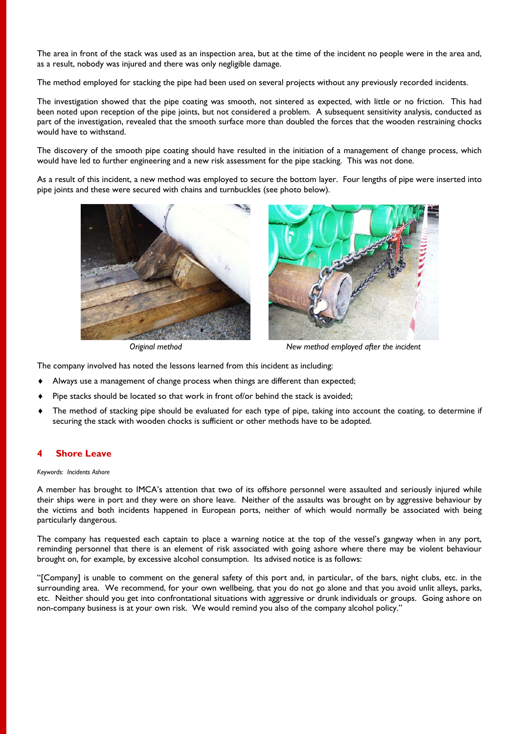The area in front of the stack was used as an inspection area, but at the time of the incident no people were in the area and, as a result, nobody was injured and there was only negligible damage.

The method employed for stacking the pipe had been used on several projects without any previously recorded incidents.

The investigation showed that the pipe coating was smooth, not sintered as expected, with little or no friction. This had been noted upon reception of the pipe joints, but not considered a problem. A subsequent sensitivity analysis, conducted as part of the investigation, revealed that the smooth surface more than doubled the forces that the wooden restraining chocks would have to withstand.

The discovery of the smooth pipe coating should have resulted in the initiation of a management of change process, which would have led to further engineering and a new risk assessment for the pipe stacking. This was not done.

As a result of this incident, a new method was employed to secure the bottom layer. Four lengths of pipe were inserted into pipe joints and these were secured with chains and turnbuckles (see photo below).

*Original method*

*New method employed after the incident*

The company involved has noted the lessons learned from this incident as including:

- Always use a management of change process when things are different than expected;
- Pipe stacks should be located so that work in front of/or behind the stack is avoided;
- The method of stacking pipe should be evaluated for each type of pipe, taking into account the coating, to determine if securing the stack with wooden chocks is sufficient or other methods have to be adopted.

## 4 Shore Leave

*Keywords: Incidents Ashore*

A member has brought to IMCA's attention that two of its offshore personnel were assaulted and seriously injured while their ships were in port and they were on shore leave. Neither of the assaults was brought on by aggressive behaviour by the victims and both incidents happened in European ports, neither of which would normally be associated with being particularly dangerous.

The company has requested each captain to place a warning notice at the top of the vessel's gangway when in any port, reminding personnel that there is an element of risk associated with going ashore where there may be violent behaviour brought on, for example, by excessive alcohol consumption. Its advised notice is as follows:

"[Company] is unable to comment on the general safety of this port and, in particular, of the bars, night clubs, etc. in the surrounding area. We recommend, for your own wellbeing, that you do not go alone and that you avoid unlit alleys, parks, etc. Neither should you get into confrontational situations with aggressive or drunk individuals or groups. Going ashore on non-company business is at your own risk. We would remind you also of the company alcohol policy."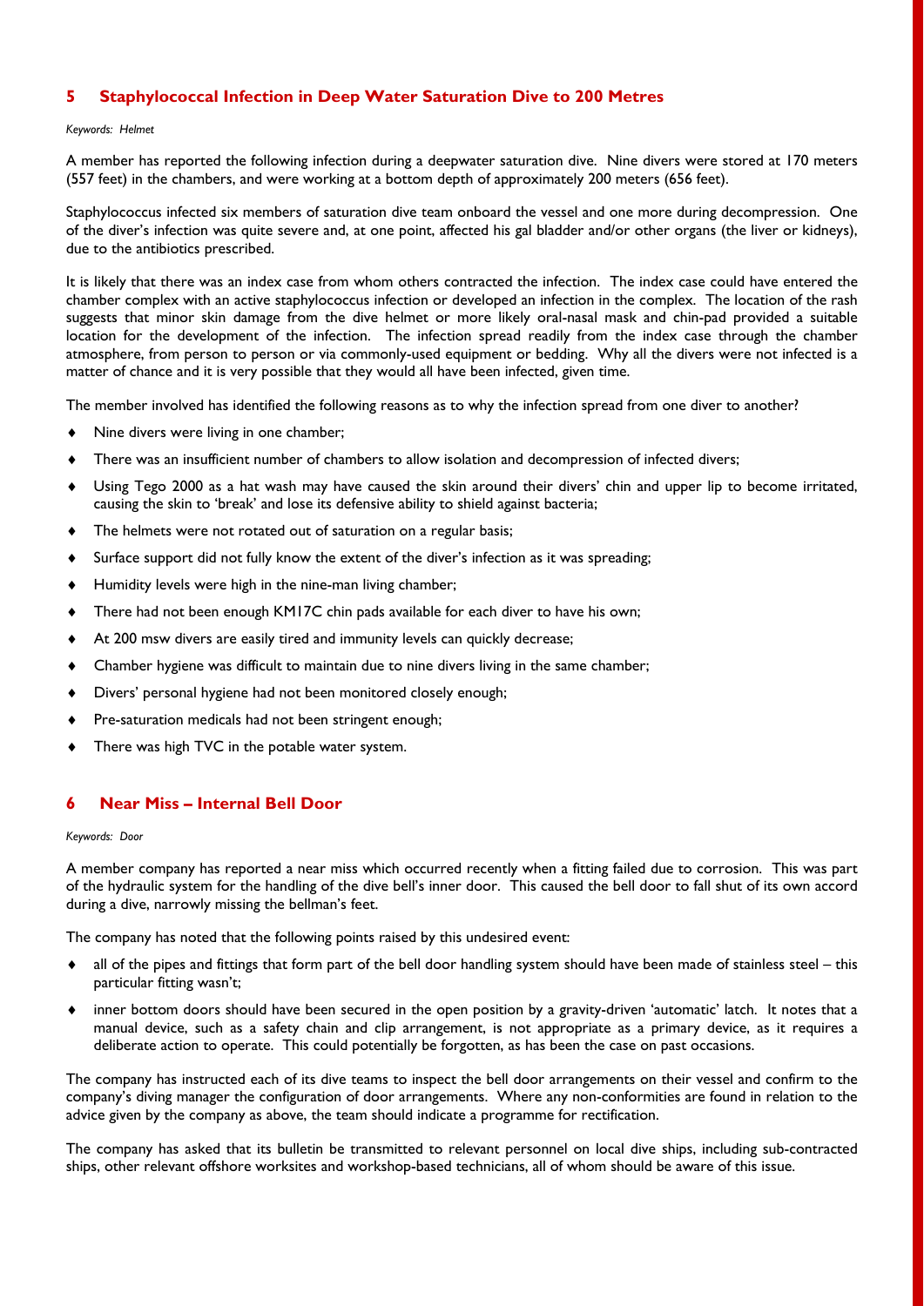## 5 Staphylococcal Infection in Deep Water Saturation Dive to 200 Metres

*Keywords: Helmet*

A member has reported the following infection during a deepwater saturation dive. Nine divers were stored at 170 meters (557 feet) in the chambers, and were working at a bottom depth of approximately 200 meters (656 feet).

Staphylococcus infected six members of saturation dive team onboard the vessel and one more during decompression. One of the diver's infection was quite severe and, at one point, affected his gal bladder and/or other organs (the liver or kidneys), due to the antibiotics prescribed.

It is likely that there was an index case from whom others contracted the infection. The index case could have entered the chamber complex with an active staphylococcus infection or developed an infection in the complex. The location of the rash suggests that minor skin damage from the dive helmet or more likely oral-nasal mask and chin-pad provided a suitable location for the development of the infection. The infection spread readily from the index case through the chamber atmosphere, from person to person or via commonly-used equipment or bedding. Why all the divers were not infected is a matter of chance and it is very possible that they would all have been infected, given time.

The member involved has identified the following reasons as to why the infection spread from one diver to another?

- Nine divers were living in one chamber;
- There was an insufficient number of chambers to allow isolation and decompression of infected divers;
- Using Tego 2000 as a hat wash may have caused the skin around their divers' chin and upper lip to become irritated, causing the skin to 'break' and lose its defensive ability to shield against bacteria;
- The helmets were not rotated out of saturation on a regular basis;
- Surface support did not fully know the extent of the diver's infection as it was spreading;
- Humidity levels were high in the nine-man living chamber;
- There had not been enough KM17C chin pads available for each diver to have his own;
- At 200 msw divers are easily tired and immunity levels can quickly decrease;
- Chamber hygiene was difficult to maintain due to nine divers living in the same chamber;
- Divers' personal hygiene had not been monitored closely enough;
- Pre-saturation medicals had not been stringent enough;
- There was high TVC in the potable water system.

## 6 Near Miss – Internal Bell Door

*Keywords: Door*

A member company has reported a near miss which occurred recently when a fitting failed due to corrosion. This was part of the hydraulic system for the handling of the dive bell's inner door. This caused the bell door to fall shut of its own accord during a dive, narrowly missing the bellman's feet.

The company has noted that the following points raised by this undesired event:

- all of the pipes and fittings that form part of the bell door handling system should have been made of stainless steel – this particular fitting wasn't;
- inner bottom doors should have been secured in the open position by a gravity-driven 'automatic' latch. It notes that a manual device, such as a safety chain and clip arrangement, is not appropriate as a primary device, as it requires a deliberate action to operate. This could potentially be forgotten, as has been the case on past occasions.

The company has instructed each of its dive teams to inspect the bell door arrangements on their vessel and confirm to the company's diving manager the configuration of door arrangements. Where any non-conformities are found in relation to the advice given by the company as above, the team should indicate a programme for rectification.

The company has asked that its bulletin be transmitted to relevant personnel on local dive ships, including sub-contracted ships, other relevant offshore worksites and workshop-based technicians, all of whom should be aware of this issue.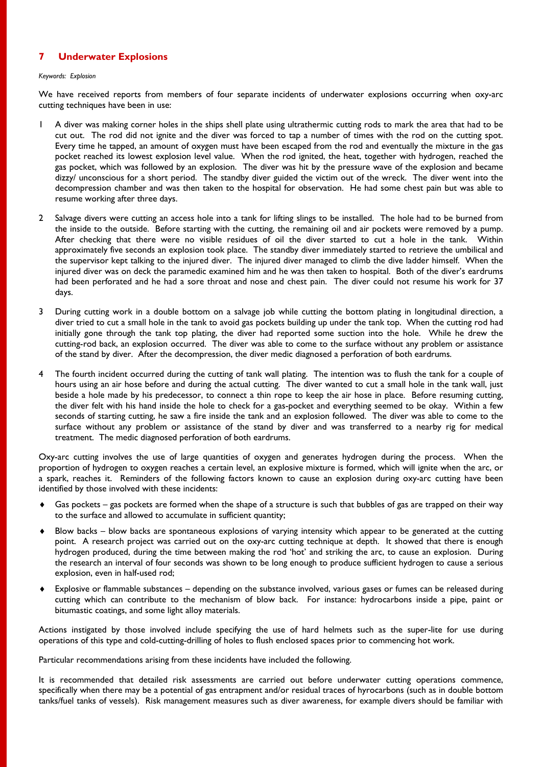## 7 Underwater Explosions

*Keywords: Explosion*

We have received reports from members of four separate incidents of underwater explosions occurring when oxy-arc cutting techniques have been in use:

1. A diver was making corner holes in the ships shell plate using ultrathermic cutting rods to mark the area that had to be cut out. The rod did not ignite and the diver was forced to tap a number of times with the rod on the cutting spot. Every time he tapped, an amount of oxygen must have been escaped from the rod and eventually the mixture in the gas pocket reached its lowest explosion level value. When the rod ignited, the heat, together with hydrogen, reached the gas pocket, which was followed by an explosion. The diver was hit by the pressure wave of the explosion and became dizzy/ unconscious for a short period. The standby diver guided the victim out of the wreck. The diver went into the decompression chamber and was then taken to the hospital for observation. He had some chest pain but was able to resume working after three days.

2. Salvage divers were cutting an access hole into a tank for lifting slings to be installed. The hole had to be burned from the inside to the outside. Before starting with the cutting, the remaining oil and air pockets were removed by a pump. After checking that there were no visible residues of oil the diver started to cut a hole in the tank. Within approximately five seconds an explosion took place. The standby diver immediately started to retrieve the umbilical and the supervisor kept talking to the injured diver. The injured diver managed to climb the dive ladder himself. When the injured diver was on deck the paramedic examined him and he was then taken to hospital. Both of the diver's eardrums had been perforated and he had a sore throat and nose and chest pain. The diver could not resume his work for 37 days.

3. During cutting work in a double bottom on a salvage job while cutting the bottom plating in longitudinal direction, a diver tried to cut a small hole in the tank to avoid gas pockets building up under the tank top. When the cutting rod had initially gone through the tank top plating, the diver had reported some suction into the hole. While he drew the cutting-rod back, an explosion occurred. The diver was able to come to the surface without any problem or assistance of the stand by diver. After the decompression, the diver medic diagnosed a perforation of both eardrums.

4. The fourth incident occurred during the cutting of tank wall plating. The intention was to flush the tank for a couple of hours using an air hose before and during the actual cutting. The diver wanted to cut a small hole in the tank wall, just beside a hole made by his predecessor, to connect a thin rope to keep the air hose in place. Before resuming cutting, the diver felt with his hand inside the hole to check for a gas-pocket and everything seemed to be okay. Within a few seconds of starting cutting, he saw a fire inside the tank and an explosion followed. The diver was able to come to the surface without any problem or assistance of the stand by diver and was transferred to a nearby rig for medical treatment. The medic diagnosed perforation of both eardrums.

Oxy-arc cutting involves the use of large quantities of oxygen and generates hydrogen during the process. When the proportion of hydrogen to oxygen reaches a certain level, an explosive mixture is formed, which will ignite when the arc, or a spark, reaches it. Reminders of the following factors known to cause an explosion during oxy-arc cutting have been identified by those involved with these incidents:

- Gas pockets – gas pockets are formed when the shape of a structure is such that bubbles of gas are trapped on their way to the surface and allowed to accumulate in sufficient quantity;
- Blow backs – blow backs are spontaneous explosions of varying intensity which appear to be generated at the cutting point. A research project was carried out on the oxy-arc cutting technique at depth. It showed that there is enough hydrogen produced, during the time between making the rod 'hot' and striking the arc, to cause an explosion. During the research an interval of four seconds was shown to be long enough to produce sufficient hydrogen to cause a serious explosion, even in half-used rod;
- Explosive or flammable substances – depending on the substance involved, various gases or fumes can be released during cutting which can contribute to the mechanism of blow back. For instance: hydrocarbons inside a pipe, paint or bitumastic coatings, and some light alloy materials.

Actions instigated by those involved include specifying the use of hard helmets such as the super-lite for use during operations of this type and cold-cutting-drilling of holes to flush enclosed spaces prior to commencing hot work.

Particular recommendations arising from these incidents have included the following.

It is recommended that detailed risk assessments are carried out before underwater cutting operations commence, specifically when there may be a potential of gas entrapment and/or residual traces of hyrocarbons (such as in double bottom tanks/fuel tanks of vessels). Risk management measures such as diver awareness, for example divers should be familiar with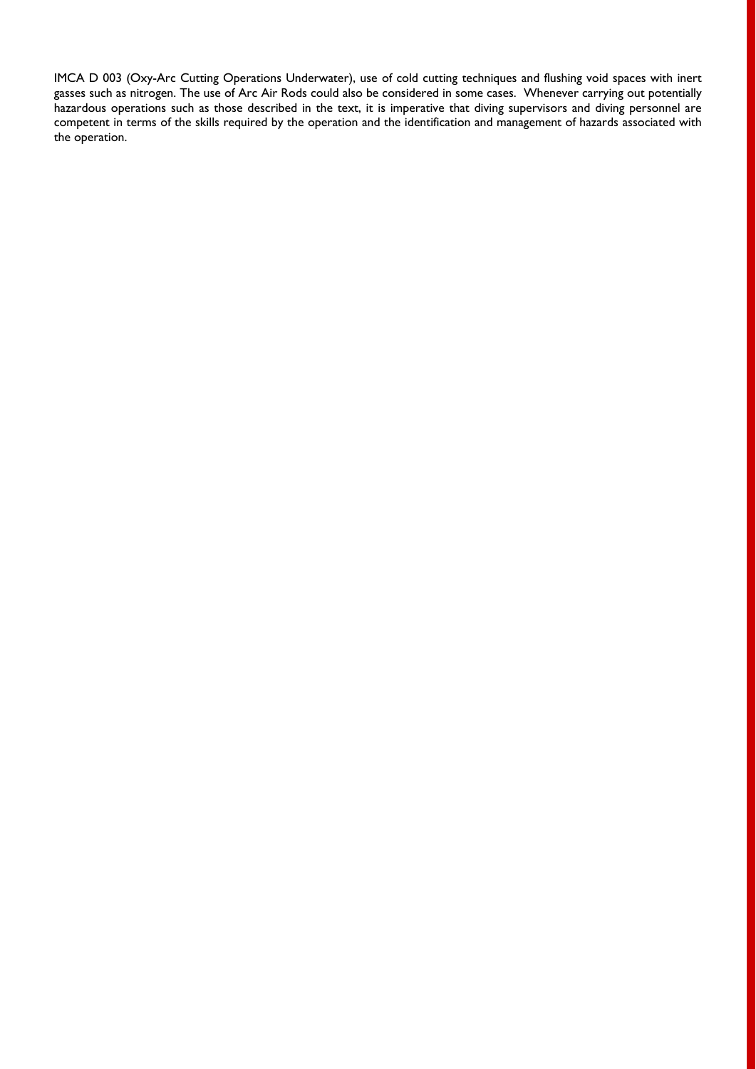IMCA D 003 (Oxy-Arc Cutting Operations Underwater), use of cold cutting techniques and flushing void spaces with inert gasses such as nitrogen. The use of Arc Air Rods could also be considered in some cases. Whenever carrying out potentially hazardous operations such as those described in the text, it is imperative that diving supervisors and diving personnel are competent in terms of the skills required by the operation and the identification and management of hazards associated with the operation.